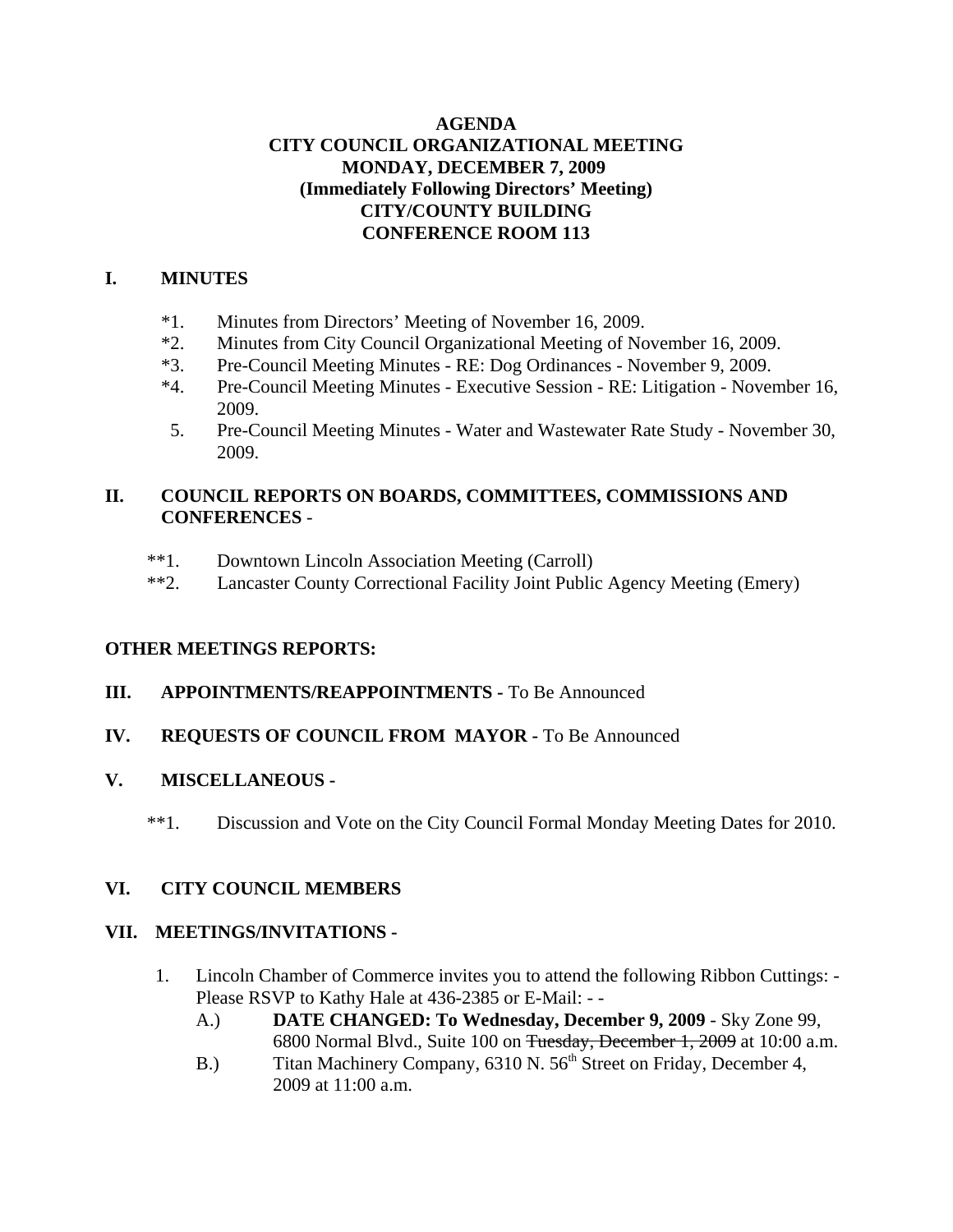**AGENDA**
**CITY COUNCIL ORGANIZATIONAL MEETING**
**MONDAY, DECEMBER 7, 2009**
**(Immediately Following Directors' Meeting)**
**CITY/COUNTY BUILDING**
**CONFERENCE ROOM 113**

## I. MINUTES

*1. Minutes from Directors' Meeting of November 16, 2009.
*2. Minutes from City Council Organizational Meeting of November 16, 2009.
*3. Pre-Council Meeting Minutes - RE: Dog Ordinances - November 9, 2009.
*4. Pre-Council Meeting Minutes - Executive Session - RE: Litigation - November 16, 2009.
5. Pre-Council Meeting Minutes - Water and Wastewater Rate Study - November 30, 2009.

## II. COUNCIL REPORTS ON BOARDS, COMMITTEES, COMMISSIONS AND CONFERENCES -

**1. Downtown Lincoln Association Meeting (Carroll)
**2. Lancaster County Correctional Facility Joint Public Agency Meeting (Emery)

## OTHER MEETINGS REPORTS:

## III. APPOINTMENTS/REAPPOINTMENTS - To Be Announced

## IV. REQUESTS OF COUNCIL FROM MAYOR - To Be Announced

## V. MISCELLANEOUS -

**1. Discussion and Vote on the City Council Formal Monday Meeting Dates for 2010.

## VI. CITY COUNCIL MEMBERS

## VII. MEETINGS/INVITATIONS -

1. Lincoln Chamber of Commerce invites you to attend the following Ribbon Cuttings: - Please RSVP to Kathy Hale at 436-2385 or E-Mail: - -
   A.) **DATE CHANGED: To Wednesday, December 9, 2009** - Sky Zone 99, 6800 Normal Blvd., Suite 100 on ~~Tuesday, December 1, 2009~~ at 10:00 a.m.
   B.) Titan Machinery Company, 6310 N. 56th Street on Friday, December 4, 2009 at 11:00 a.m.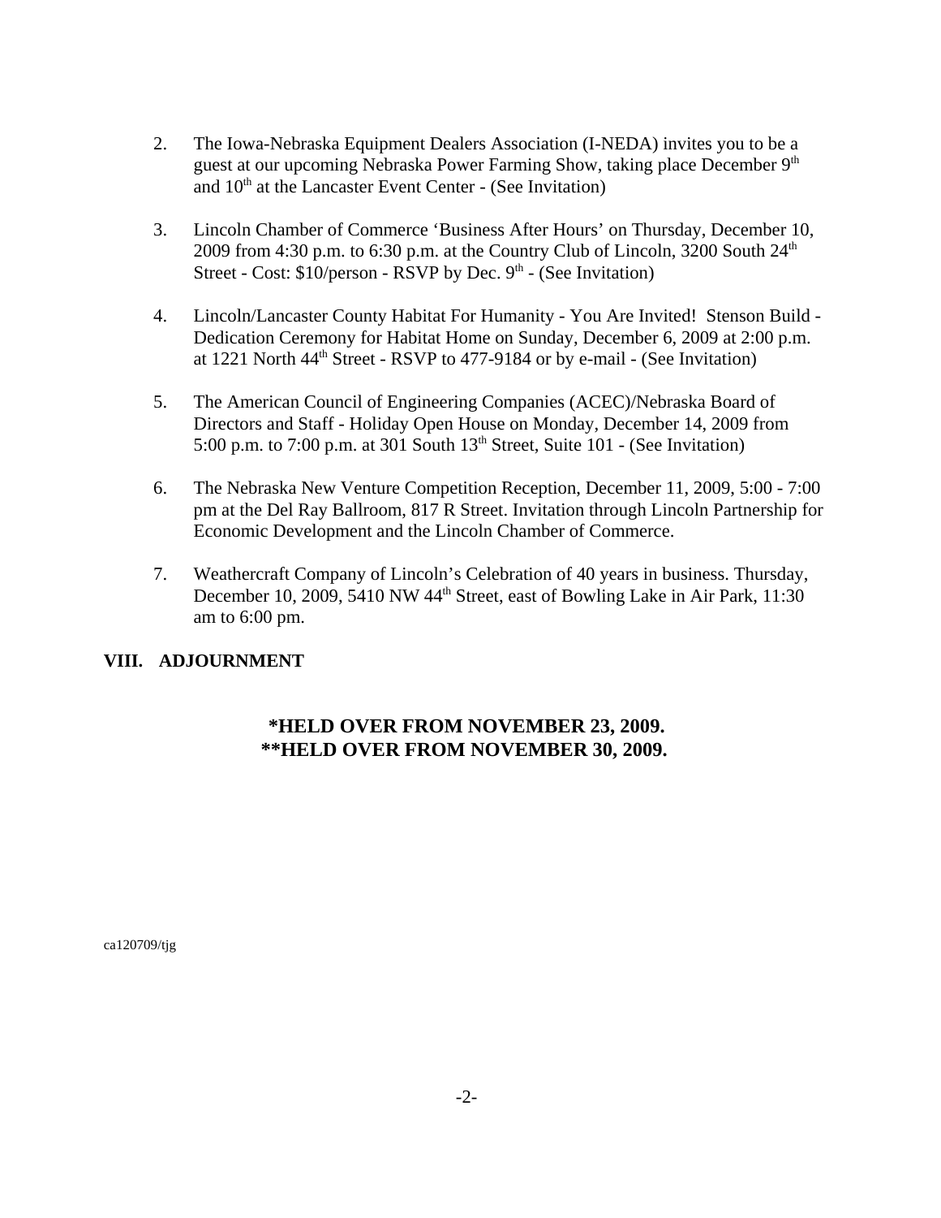2. The Iowa-Nebraska Equipment Dealers Association (I-NEDA) invites you to be a guest at our upcoming Nebraska Power Farming Show, taking place December 9th and 10th at the Lancaster Event Center - (See Invitation)

3. Lincoln Chamber of Commerce 'Business After Hours' on Thursday, December 10, 2009 from 4:30 p.m. to 6:30 p.m. at the Country Club of Lincoln, 3200 South 24th Street - Cost: $10/person - RSVP by Dec. 9th - (See Invitation)

4. Lincoln/Lancaster County Habitat For Humanity - You Are Invited! Stenson Build - Dedication Ceremony for Habitat Home on Sunday, December 6, 2009 at 2:00 p.m. at 1221 North 44th Street - RSVP to 477-9184 or by e-mail - (See Invitation)

5. The American Council of Engineering Companies (ACEC)/Nebraska Board of Directors and Staff - Holiday Open House on Monday, December 14, 2009 from 5:00 p.m. to 7:00 p.m. at 301 South 13th Street, Suite 101 - (See Invitation)

6. The Nebraska New Venture Competition Reception, December 11, 2009, 5:00 - 7:00 pm at the Del Ray Ballroom, 817 R Street. Invitation through Lincoln Partnership for Economic Development and the Lincoln Chamber of Commerce.

7. Weathercraft Company of Lincoln's Celebration of 40 years in business. Thursday, December 10, 2009, 5410 NW 44th Street, east of Bowling Lake in Air Park, 11:30 am to 6:00 pm.

## VIII. ADJOURNMENT

**\*HELD OVER FROM NOVEMBER 23, 2009.**
**\*\*HELD OVER FROM NOVEMBER 30, 2009.**

ca120709/tjg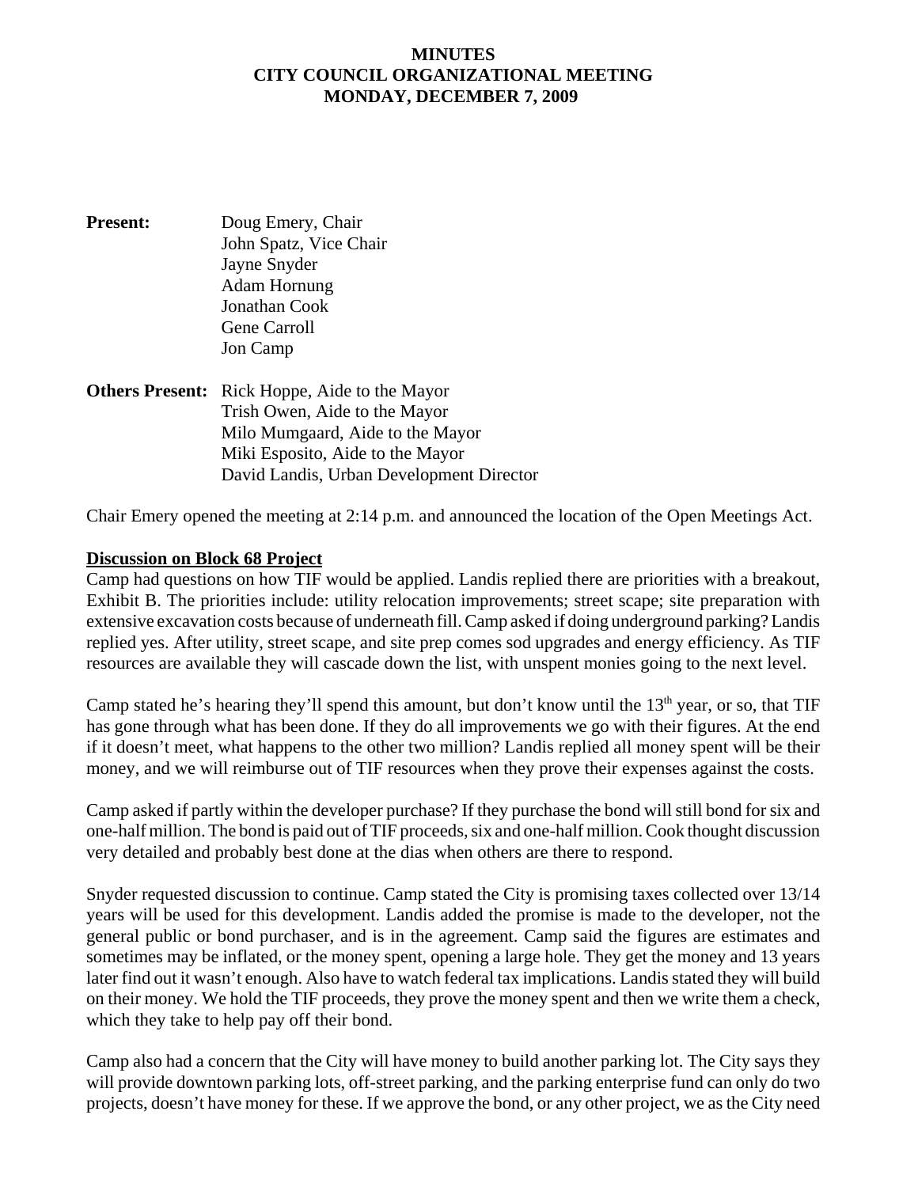# MINUTES
# CITY COUNCIL ORGANIZATIONAL MEETING
# MONDAY, DECEMBER 7, 2009

**Present:** Doug Emery, Chair
John Spatz, Vice Chair
Jayne Snyder
Adam Hornung
Jonathan Cook
Gene Carroll
Jon Camp

**Others Present:** Rick Hoppe, Aide to the Mayor
Trish Owen, Aide to the Mayor
Milo Mumgaard, Aide to the Mayor
Miki Esposito, Aide to the Mayor
David Landis, Urban Development Director

Chair Emery opened the meeting at 2:14 p.m. and announced the location of the Open Meetings Act.

**Discussion on Block 68 Project**

Camp had questions on how TIF would be applied. Landis replied there are priorities with a breakout, Exhibit B. The priorities include: utility relocation improvements; street scape; site preparation with extensive excavation costs because of underneath fill. Camp asked if doing underground parking? Landis replied yes. After utility, street scape, and site prep comes sod upgrades and energy efficiency. As TIF resources are available they will cascade down the list, with unspent monies going to the next level.

Camp stated he's hearing they'll spend this amount, but don't know until the 13th year, or so, that TIF has gone through what has been done. If they do all improvements we go with their figures. At the end if it doesn't meet, what happens to the other two million? Landis replied all money spent will be their money, and we will reimburse out of TIF resources when they prove their expenses against the costs.

Camp asked if partly within the developer purchase? If they purchase the bond will still bond for six and one-half million. The bond is paid out of TIF proceeds, six and one-half million. Cook thought discussion very detailed and probably best done at the dias when others are there to respond.

Snyder requested discussion to continue. Camp stated the City is promising taxes collected over 13/14 years will be used for this development. Landis added the promise is made to the developer, not the general public or bond purchaser, and is in the agreement. Camp said the figures are estimates and sometimes may be inflated, or the money spent, opening a large hole. They get the money and 13 years later find out it wasn't enough. Also have to watch federal tax implications. Landis stated they will build on their money. We hold the TIF proceeds, they prove the money spent and then we write them a check, which they take to help pay off their bond.

Camp also had a concern that the City will have money to build another parking lot. The City says they will provide downtown parking lots, off-street parking, and the parking enterprise fund can only do two projects, doesn't have money for these. If we approve the bond, or any other project, we as the City need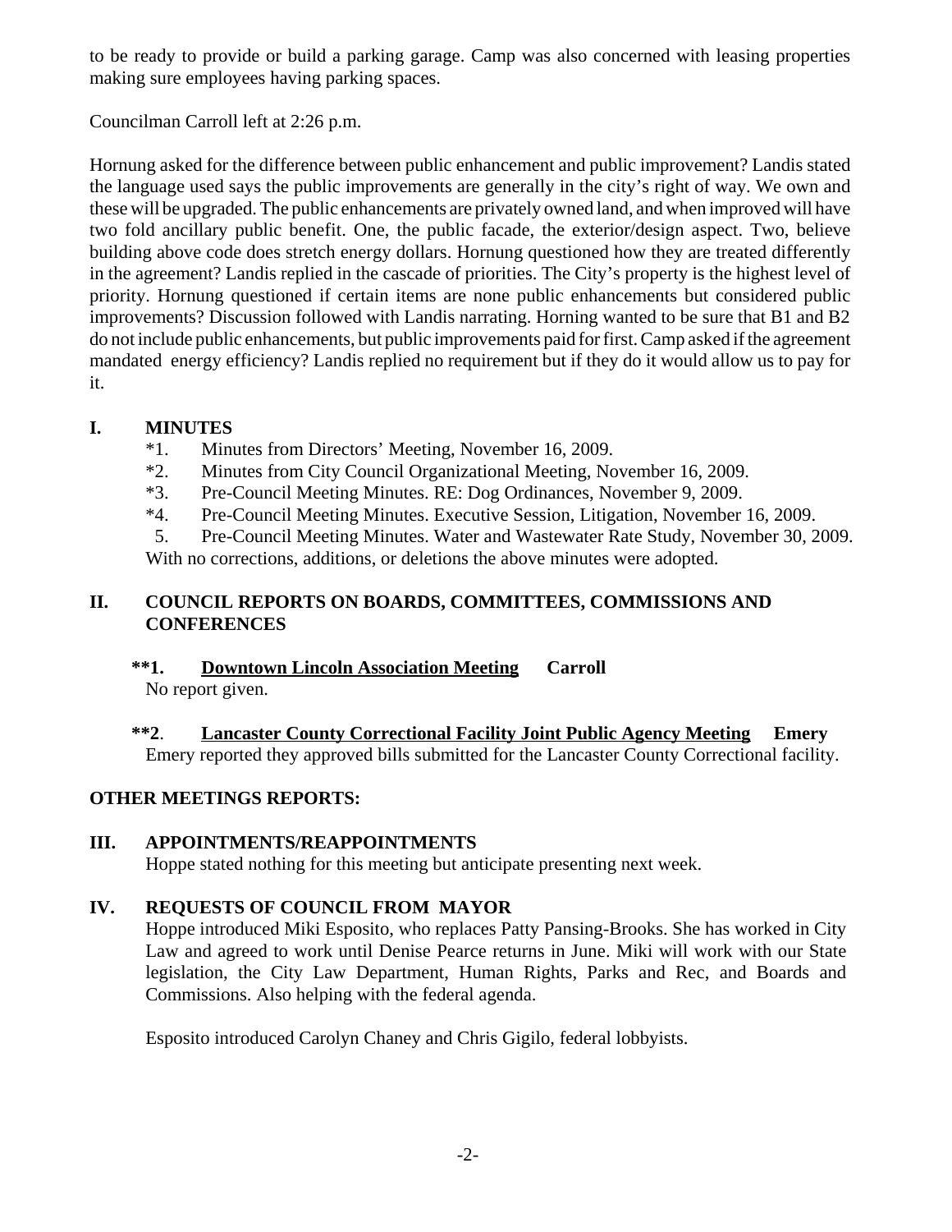to be ready to provide or build a parking garage. Camp was also concerned with leasing properties making sure employees having parking spaces.

Councilman Carroll left at 2:26 p.m.

Hornung asked for the difference between public enhancement and public improvement? Landis stated the language used says the public improvements are generally in the city's right of way. We own and these will be upgraded. The public enhancements are privately owned land, and when improved will have two fold ancillary public benefit. One, the public facade, the exterior/design aspect. Two, believe building above code does stretch energy dollars. Hornung questioned how they are treated differently in the agreement? Landis replied in the cascade of priorities. The City's property is the highest level of priority. Hornung questioned if certain items are none public enhancements but considered public improvements? Discussion followed with Landis narrating. Horning wanted to be sure that B1 and B2 do not include public enhancements, but public improvements paid for first. Camp asked if the agreement mandated energy efficiency? Landis replied no requirement but if they do it would allow us to pay for it.

## I. MINUTES

*1. Minutes from Directors' Meeting, November 16, 2009.
*2. Minutes from City Council Organizational Meeting, November 16, 2009.
*3. Pre-Council Meeting Minutes. RE: Dog Ordinances, November 9, 2009.
*4. Pre-Council Meeting Minutes. Executive Session, Litigation, November 16, 2009.
5. Pre-Council Meeting Minutes. Water and Wastewater Rate Study, November 30, 2009.

With no corrections, additions, or deletions the above minutes were adopted.

## II. COUNCIL REPORTS ON BOARDS, COMMITTEES, COMMISSIONS AND CONFERENCES

**1. **Downtown Lincoln Association Meeting** **Carroll**

No report given.

**2. **Lancaster County Correctional Facility Joint Public Agency Meeting** **Emery**

Emery reported they approved bills submitted for the Lancaster County Correctional facility.

## OTHER MEETINGS REPORTS:

## III. APPOINTMENTS/REAPPOINTMENTS

Hoppe stated nothing for this meeting but anticipate presenting next week.

## IV. REQUESTS OF COUNCIL FROM MAYOR

Hoppe introduced Miki Esposito, who replaces Patty Pansing-Brooks. She has worked in City Law and agreed to work until Denise Pearce returns in June. Miki will work with our State legislation, the City Law Department, Human Rights, Parks and Rec, and Boards and Commissions. Also helping with the federal agenda.

Esposito introduced Carolyn Chaney and Chris Gigilo, federal lobbyists.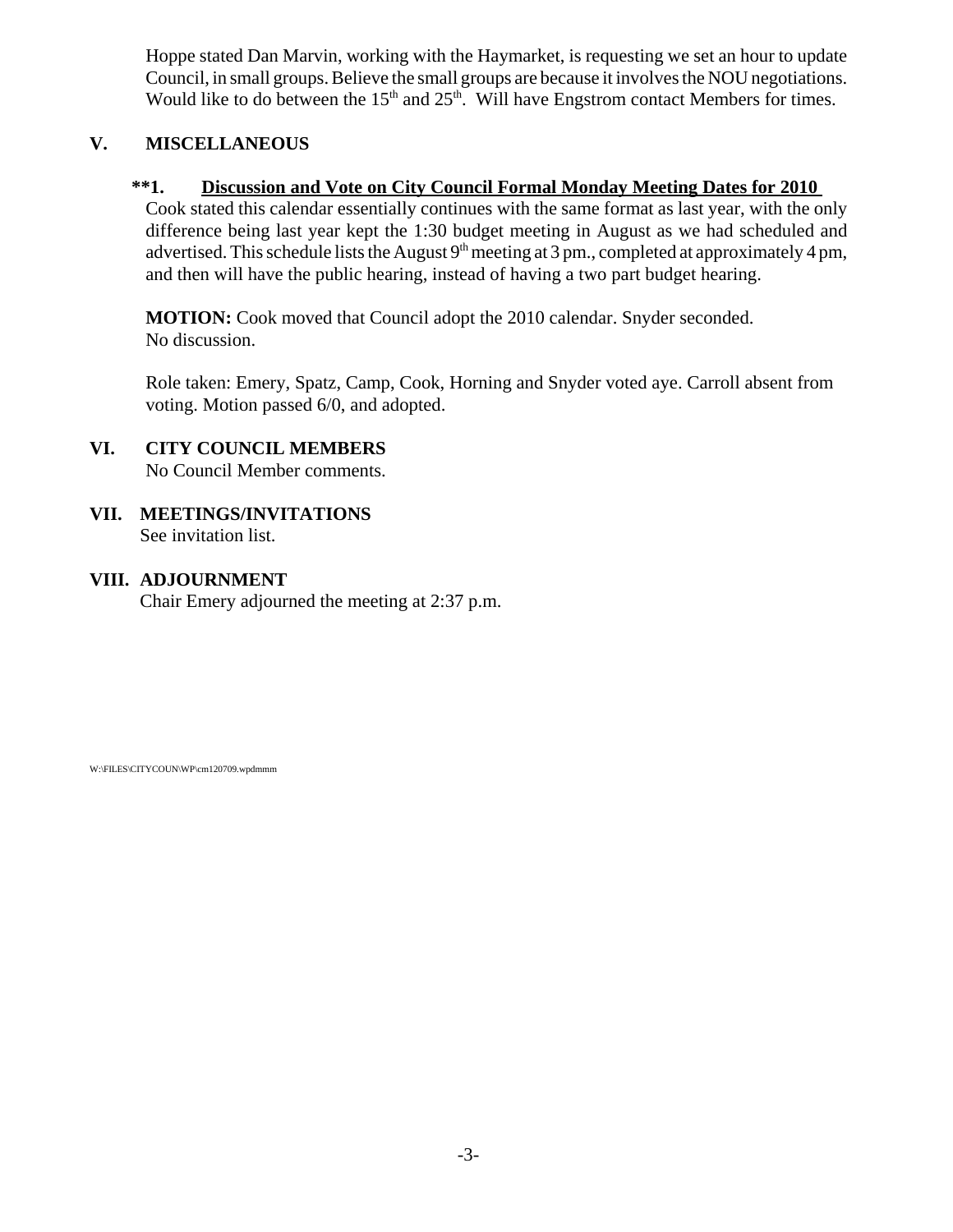Hoppe stated Dan Marvin, working with the Haymarket, is requesting we set an hour to update Council, in small groups. Believe the small groups are because it involves the NOU negotiations. Would like to do between the 15th and 25th. Will have Engstrom contact Members for times.

## V. MISCELLANEOUS

**\*\*1. <u>Discussion and Vote on City Council Formal Monday Meeting Dates for 2010</u>**

Cook stated this calendar essentially continues with the same format as last year, with the only difference being last year kept the 1:30 budget meeting in August as we had scheduled and advertised. This schedule lists the August 9th meeting at 3 pm., completed at approximately 4 pm, and then will have the public hearing, instead of having a two part budget hearing.

**MOTION:** Cook moved that Council adopt the 2010 calendar. Snyder seconded. No discussion.

Role taken: Emery, Spatz, Camp, Cook, Horning and Snyder voted aye. Carroll absent from voting. Motion passed 6/0, and adopted.

## VI. CITY COUNCIL MEMBERS

No Council Member comments.

## VII. MEETINGS/INVITATIONS

See invitation list.

## VIII. ADJOURNMENT

Chair Emery adjourned the meeting at 2:37 p.m.

W:\FILES\CITYCOUN\WP\cm120709.wpdmmm